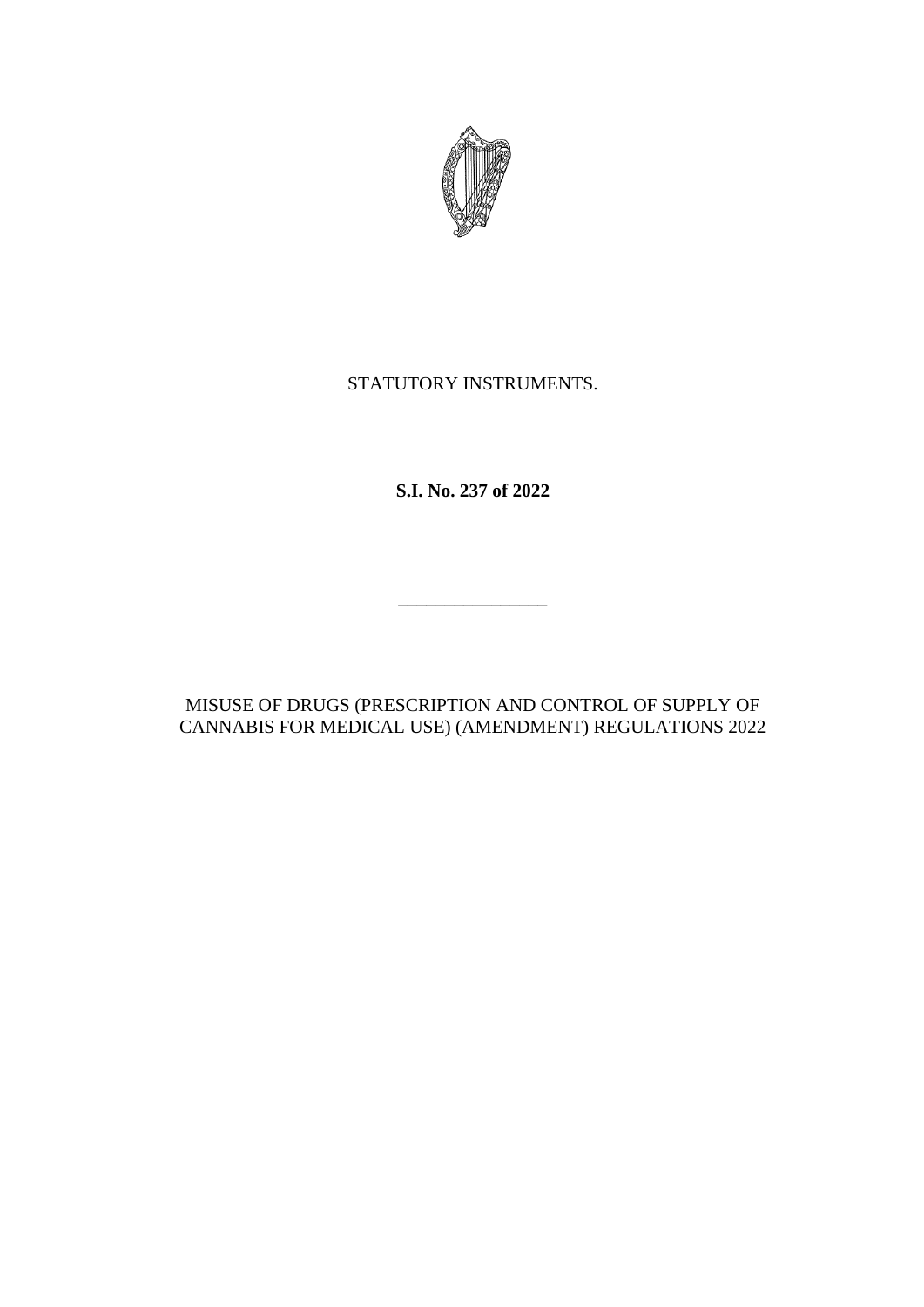STATUTORY INSTRUMENTS.

**S.I. No. 237 of 2022**

\_\_\_\_\_\_\_\_\_\_\_\_\_\_\_\_

MISUSE OF DRUGS (PRESCRIPTION AND CONTROL OF SUPPLY OF CANNABIS FOR MEDICAL USE) (AMENDMENT) REGULATIONS 2022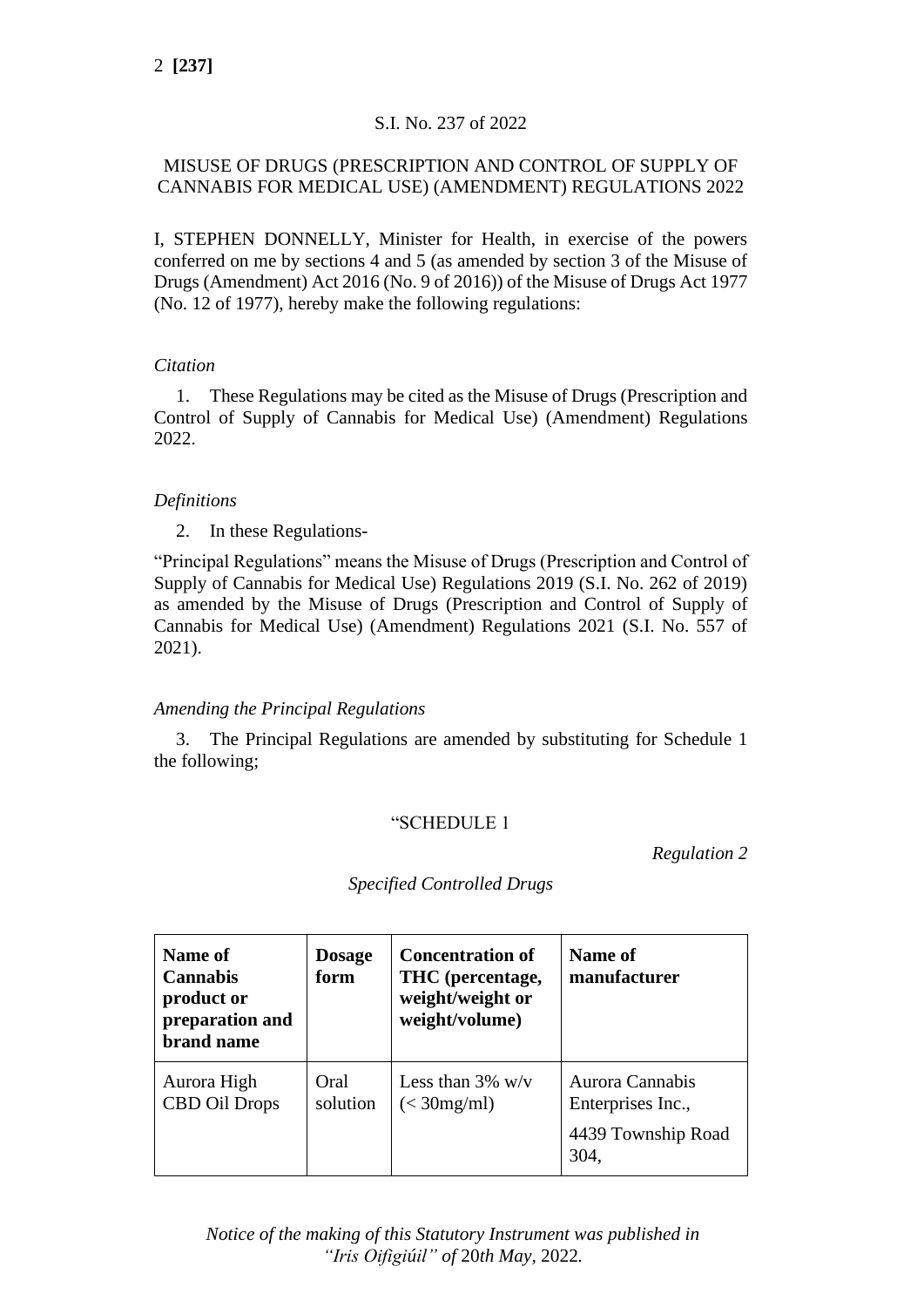S.I. No. 237 of 2022

MISUSE OF DRUGS (PRESCRIPTION AND CONTROL OF SUPPLY OF CANNABIS FOR MEDICAL USE) (AMENDMENT) REGULATIONS 2022

I, STEPHEN DONNELLY, Minister for Health, in exercise of the powers conferred on me by sections 4 and 5 (as amended by section 3 of the Misuse of Drugs (Amendment) Act 2016 (No. 9 of 2016)) of the Misuse of Drugs Act 1977 (No. 12 of 1977), hereby make the following regulations:

*Citation*

1. These Regulations may be cited as the Misuse of Drugs (Prescription and Control of Supply of Cannabis for Medical Use) (Amendment) Regulations 2022.

*Definitions*

2. In these Regulations-

"Principal Regulations" means the Misuse of Drugs (Prescription and Control of Supply of Cannabis for Medical Use) Regulations 2019 (S.I. No. 262 of 2019) as amended by the Misuse of Drugs (Prescription and Control of Supply of Cannabis for Medical Use) (Amendment) Regulations 2021 (S.I. No. 557 of 2021).

*Amending the Principal Regulations*

3. The Principal Regulations are amended by substituting for Schedule 1 the following;

"SCHEDULE 1

*Regulation 2*

*Specified Controlled Drugs*

| **Name of Cannabis product or preparation and brand name** | **Dosage form** | **Concentration of THC (percentage, weight/weight or weight/volume)** | **Name of manufacturer** |
|---|---|---|---|
| Aurora High CBD Oil Drops | Oral solution | Less than 3% w/v (< 30mg/ml) | Aurora Cannabis Enterprises Inc., 4439 Township Road 304, |

*Notice of the making of this Statutory Instrument was published in "Iris Oifigiúil" of 20th May, 2022.*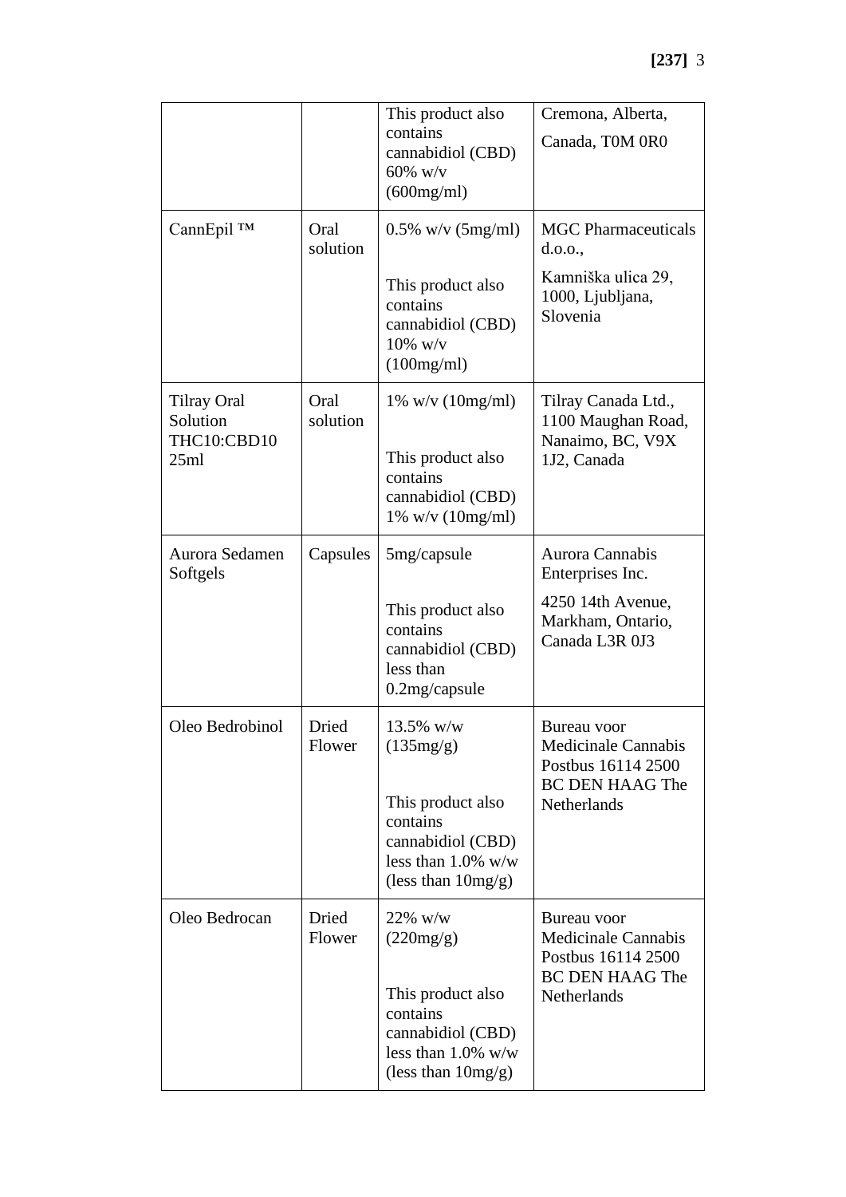|  |  |  |  |
|---|---|---|---|
|  |  | This product also contains cannabidiol (CBD) 60% w/v (600mg/ml) | Cremona, Alberta, Canada, T0M 0R0 |
| CannEpil ™ | Oral solution | 0.5% w/v (5mg/ml)<br><br>This product also contains cannabidiol (CBD) 10% w/v (100mg/ml) | MGC Pharmaceuticals d.o.o.,<br><br>Kamniška ulica 29, 1000, Ljubljana, Slovenia |
| Tilray Oral Solution THC10:CBD10 25ml | Oral solution | 1% w/v (10mg/ml)<br><br>This product also contains cannabidiol (CBD) 1% w/v (10mg/ml) | Tilray Canada Ltd., 1100 Maughan Road, Nanaimo, BC, V9X 1J2, Canada |
| Aurora Sedamen Softgels | Capsules | 5mg/capsule<br><br>This product also contains cannabidiol (CBD) less than 0.2mg/capsule | Aurora Cannabis Enterprises Inc.<br><br>4250 14th Avenue, Markham, Ontario, Canada L3R 0J3 |
| Oleo Bedrobinol | Dried Flower | 13.5% w/w (135mg/g)<br><br>This product also contains cannabidiol (CBD) less than 1.0% w/w (less than 10mg/g) | Bureau voor Medicinale Cannabis Postbus 16114 2500 BC DEN HAAG The Netherlands |
| Oleo Bedrocan | Dried Flower | 22% w/w (220mg/g)<br><br>This product also contains cannabidiol (CBD) less than 1.0% w/w (less than 10mg/g) | Bureau voor Medicinale Cannabis Postbus 16114 2500 BC DEN HAAG The Netherlands |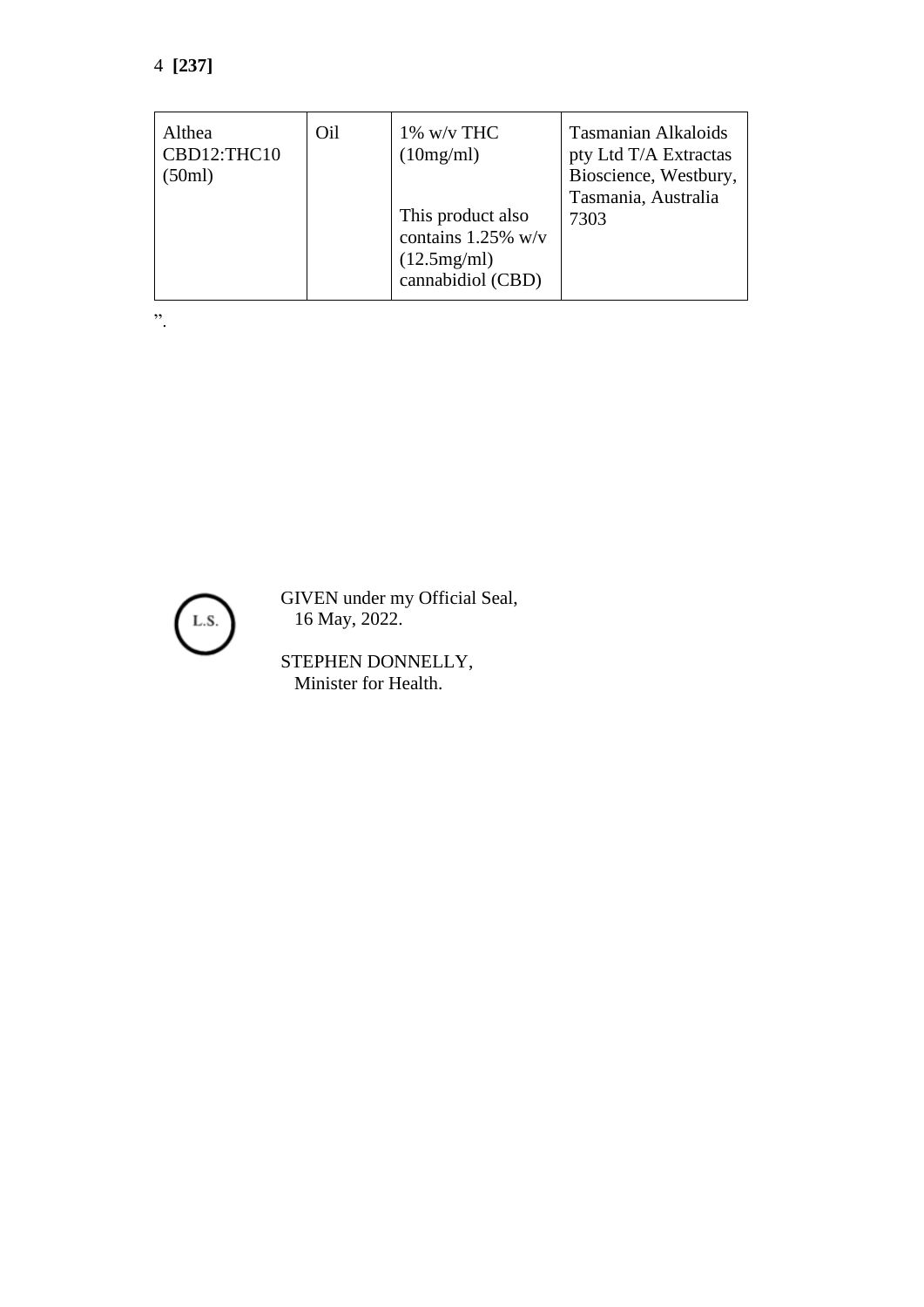| Althea CBD12:THC10 (50ml) | Oil | 1% w/v THC (10mg/ml)<br><br>This product also contains 1.25% w/v (12.5mg/ml) cannabidiol (CBD) | Tasmanian Alkaloids pty Ltd T/A Extractas Bioscience, Westbury, Tasmania, Australia 7303 |
|---|---|---|---|

”.

L.S.

GIVEN under my Official Seal,
16 May, 2022.

STEPHEN DONNELLY,
Minister for Health.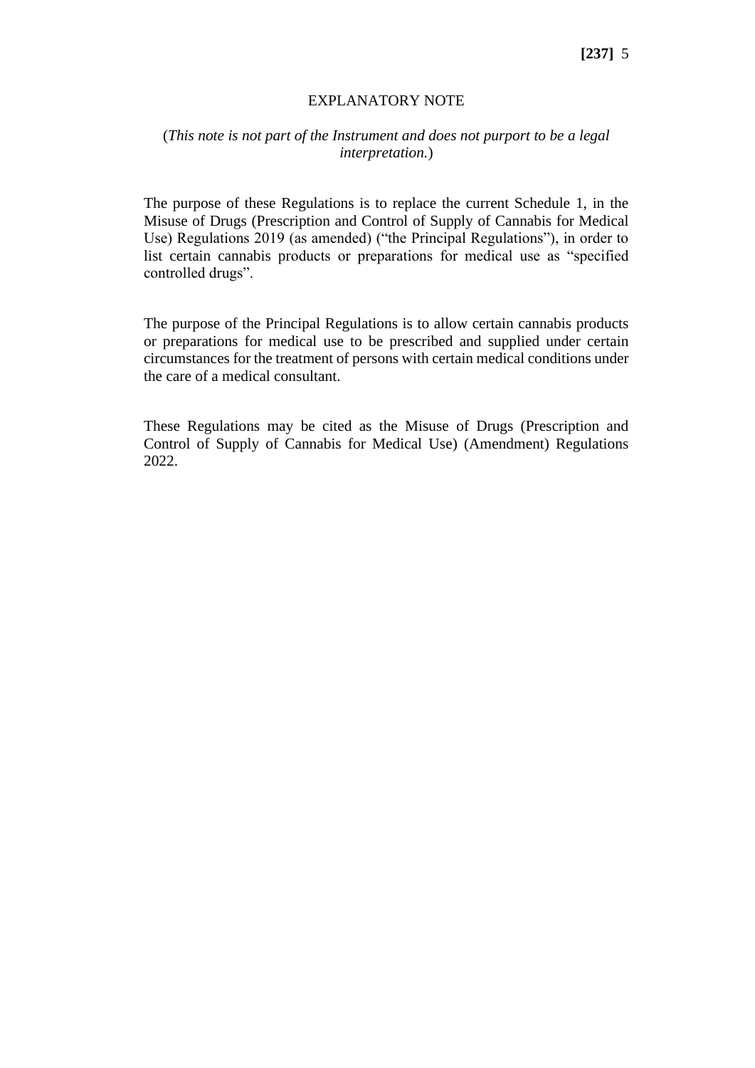## EXPLANATORY NOTE

(*This note is not part of the Instrument and does not purport to be a legal interpretation.*)

The purpose of these Regulations is to replace the current Schedule 1, in the Misuse of Drugs (Prescription and Control of Supply of Cannabis for Medical Use) Regulations 2019 (as amended) ("the Principal Regulations"), in order to list certain cannabis products or preparations for medical use as "specified controlled drugs".

The purpose of the Principal Regulations is to allow certain cannabis products or preparations for medical use to be prescribed and supplied under certain circumstances for the treatment of persons with certain medical conditions under the care of a medical consultant.

These Regulations may be cited as the Misuse of Drugs (Prescription and Control of Supply of Cannabis for Medical Use) (Amendment) Regulations 2022.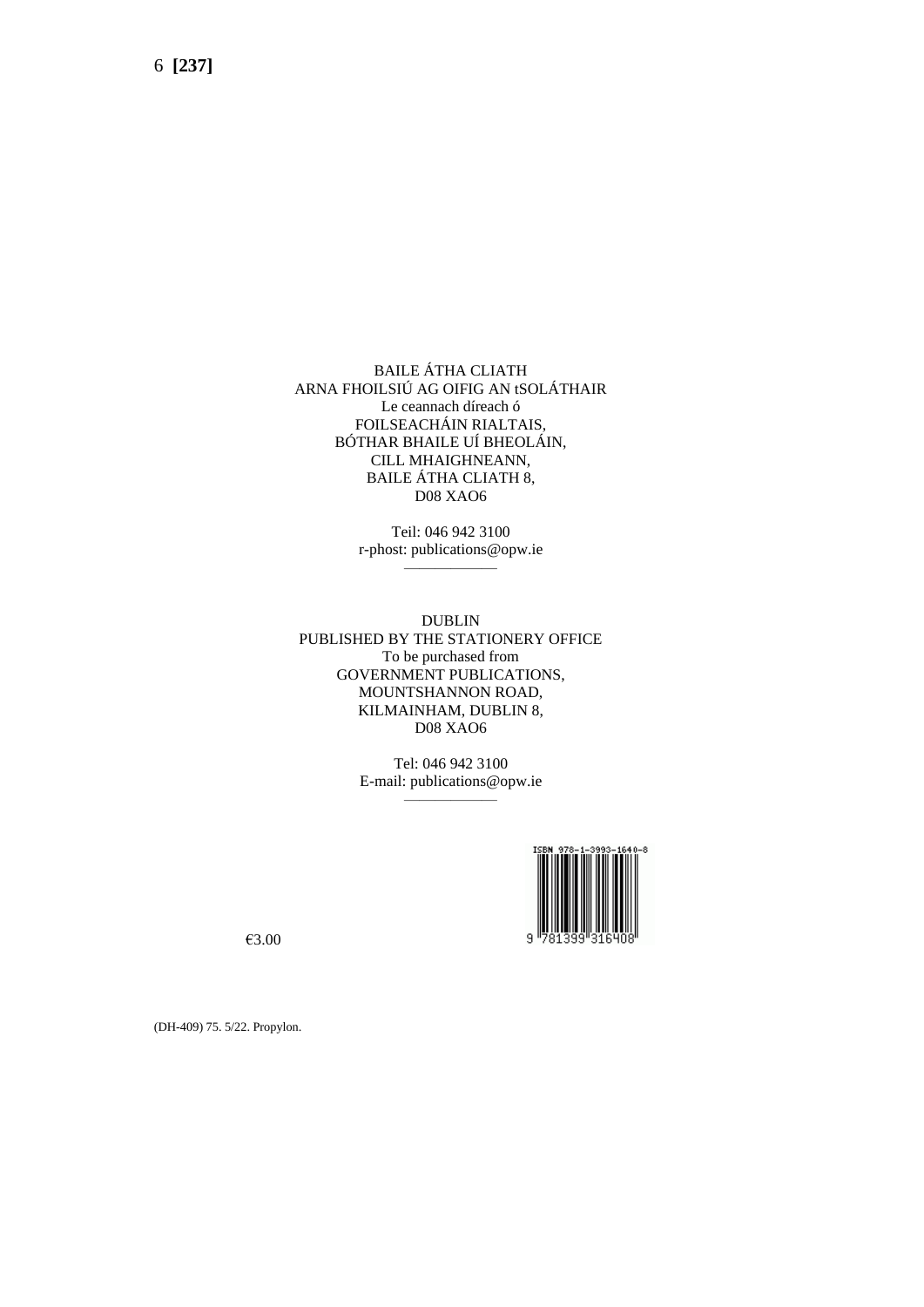**[237]**

BAILE ÁTHA CLIATH
ARNA FHOILSIÚ AG OIFIG AN tSOLÁTHAIR
Le ceannach díreach ó
FOILSEACHÁIN RIALTAIS,
BÓTHAR BHAILE UÍ BHEOLÁIN,
CILL MHAIGHNEANN,
BAILE ÁTHA CLIATH 8,
D08 XAO6

Teil: 046 942 3100
r-phost: publications@opw.ie

---

DUBLIN
PUBLISHED BY THE STATIONERY OFFICE
To be purchased from
GOVERNMENT PUBLICATIONS,
MOUNTSHANNON ROAD,
KILMAINHAM, DUBLIN 8,
D08 XAO6

Tel: 046 942 3100
E-mail: publications@opw.ie

---

ISBN 978-1-3993-1640-8

9 781399 316408

€3.00

(DH-409) 75. 5/22. Propylon.